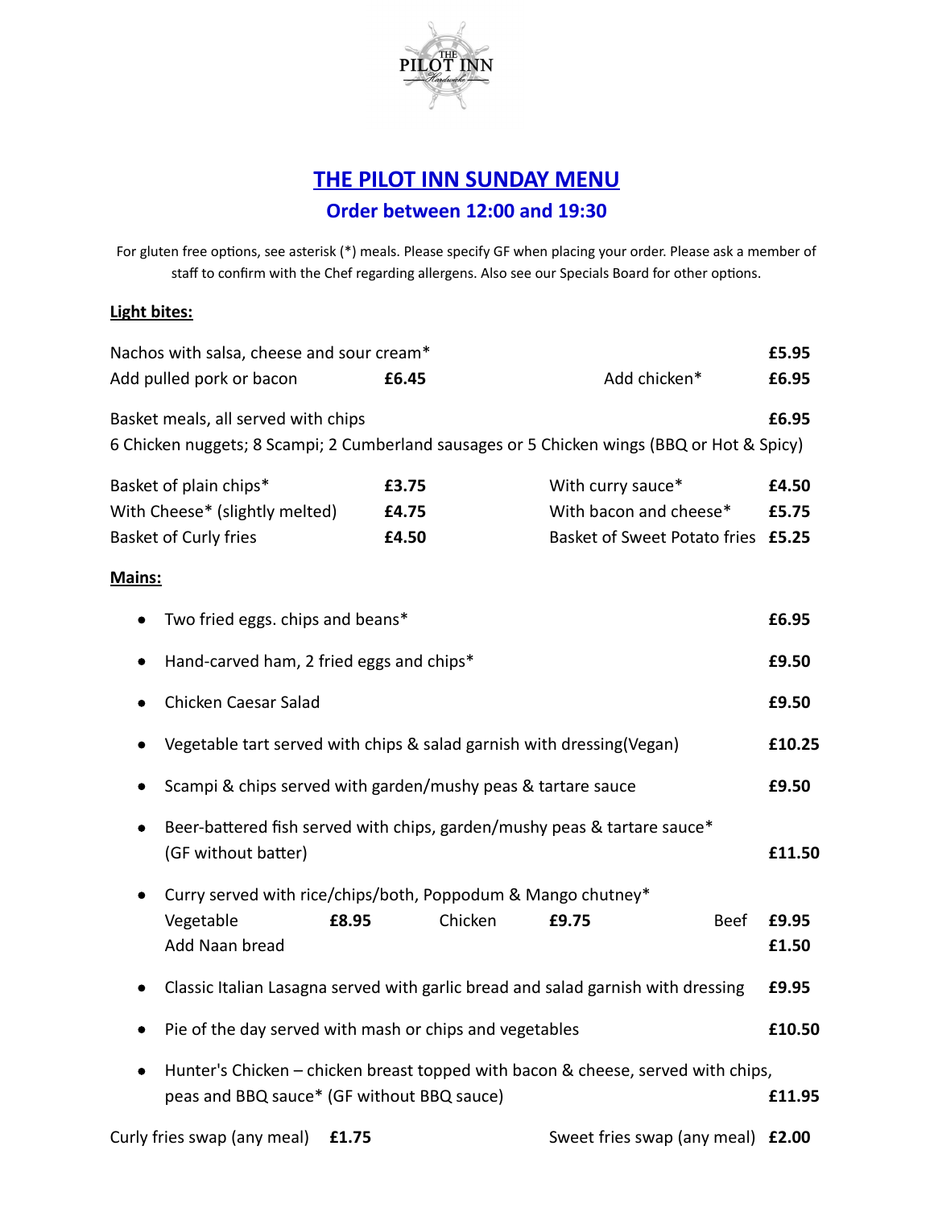# THE PILOT INN SUNDAY MENU

## Order between 12:00 and 19:30

For gluten free options, see asterisk (*) meals. Please specify GF when placing your order. Please ask a member of staff to confirm with the Chef regarding allergens. Also see our Specials Board for other options.

**Light bites:**

Nachos with salsa, cheese and sour cream* **£5.95**

Add pulled pork or bacon **£6.45** Add chicken* **£6.95**

Basket meals, all served with chips **£6.95**

6 Chicken nuggets; 8 Scampi; 2 Cumberland sausages or 5 Chicken wings (BBQ or Hot & Spicy)

| | | | |
|---|---|---|---|
| Basket of plain chips* | **£3.75** | With curry sauce* | **£4.50** |
| With Cheese* (slightly melted) | **£4.75** | With bacon and cheese* | **£5.75** |
| Basket of Curly fries | **£4.50** | Basket of Sweet Potato fries | **£5.25** |

**Mains:**

- Two fried eggs. chips and beans* **£6.95**
- Hand-carved ham, 2 fried eggs and chips* **£9.50**
- Chicken Caesar Salad **£9.50**
- Vegetable tart served with chips & salad garnish with dressing(Vegan) **£10.25**
- Scampi & chips served with garden/mushy peas & tartare sauce **£9.50**
- Beer-battered fish served with chips, garden/mushy peas & tartare sauce* (GF without batter) **£11.50**
- Curry served with rice/chips/both, Poppodum & Mango chutney*
  Vegetable **£8.95** Chicken **£9.75** Beef **£9.95**
  Add Naan bread **£1.50**
- Classic Italian Lasagna served with garlic bread and salad garnish with dressing **£9.95**
- Pie of the day served with mash or chips and vegetables **£10.50**
- Hunter's Chicken – chicken breast topped with bacon & cheese, served with chips, peas and BBQ sauce* (GF without BBQ sauce) **£11.95**

Curly fries swap (any meal) **£1.75** Sweet fries swap (any meal) **£2.00**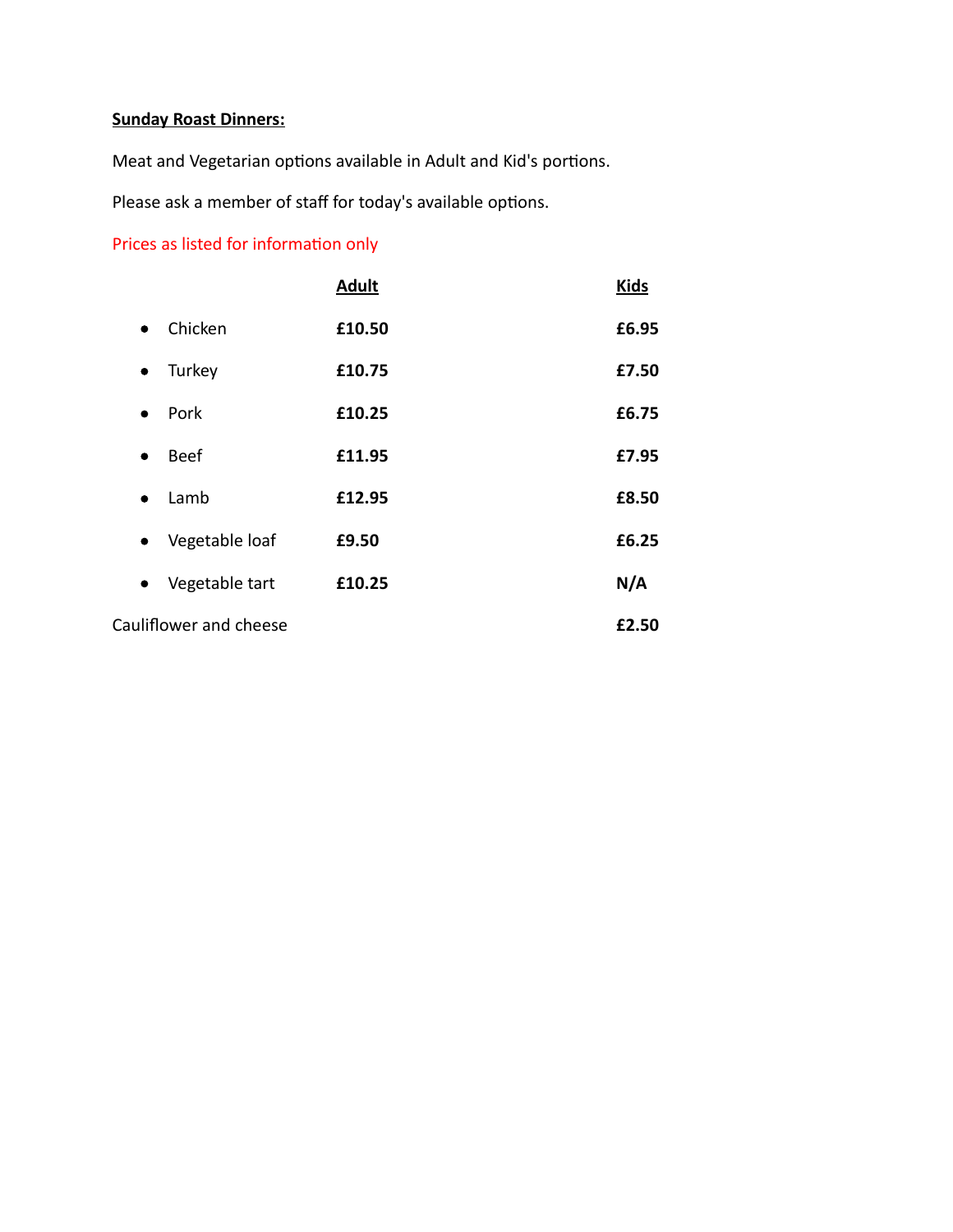**Sunday Roast Dinners:**

Meat and Vegetarian options available in Adult and Kid's portions.

Please ask a member of staff for today's available options.

Prices as listed for information only

| | Adult | Kids |
|---|---|---|
| • Chicken | **£10.50** | **£6.95** |
| • Turkey | **£10.75** | **£7.50** |
| • Pork | **£10.25** | **£6.75** |
| • Beef | **£11.95** | **£7.95** |
| • Lamb | **£12.95** | **£8.50** |
| • Vegetable loaf | **£9.50** | **£6.25** |
| • Vegetable tart | **£10.25** | **N/A** |
| Cauliflower and cheese | | **£2.50** |